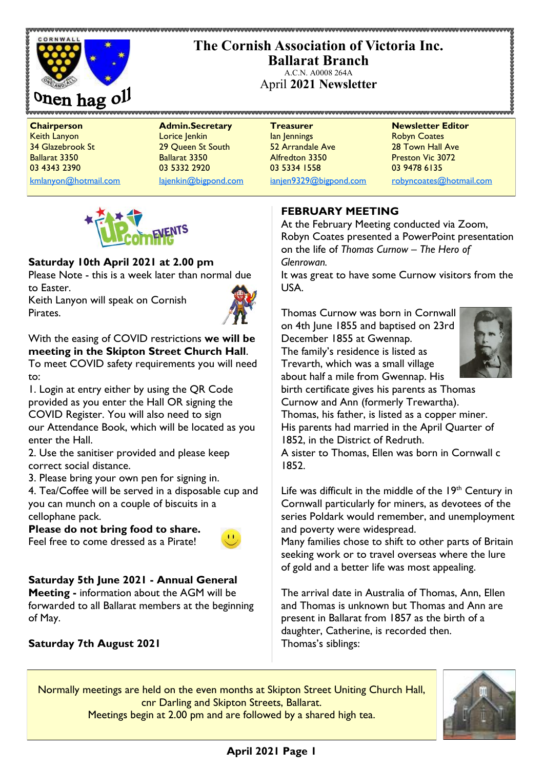# The Cornish Association of Victoria Inc.
## Ballarat Branch

A.C.N. A0008 264A

April **2021 Newsletter**

Onen hag oll

| **Chairperson** | **Admin.Secretary** | **Treasurer** | **Newsletter Editor** |
|---|---|---|---|
| Keith Lanyon | Lorice Jenkin | Ian Jennings | Robyn Coates |
| 34 Glazebrook St | 29 Queen St South | 52 Arrandale Ave | 28 Town Hall Ave |
| Ballarat 3350 | Ballarat 3350 | Alfredton 3350 | Preston Vic 3072 |
| 03 4343 2390 | 03 5332 2920 | 03 5334 1558 | 03 9478 6135 |
| kmlanyon@hotmail.com | lajenkin@bigpond.com | ianjen9329@bigpond.com | robyncoates@hotmail.com |

UPcoming EVENTS

**Saturday 10th April 2021 at 2.00 pm**

Please Note - this is a week later than normal due to Easter.

Keith Lanyon will speak on Cornish Pirates.

With the easing of COVID restrictions **we will be meeting in the Skipton Street Church Hall**.

To meet COVID safety requirements you will need to:

1. Login at entry either by using the QR Code provided as you enter the Hall OR signing the COVID Register. You will also need to sign our Attendance Book, which will be located as you enter the Hall.
2. Use the sanitiser provided and please keep correct social distance.
3. Please bring your own pen for signing in.
4. Tea/Coffee will be served in a disposable cup and you can munch on a couple of biscuits in a cellophane pack.

**Please do not bring food to share.**

Feel free to come dressed as a Pirate!

**Saturday 5th June 2021 - Annual General Meeting -** information about the AGM will be forwarded to all Ballarat members at the beginning of May.

**Saturday 7th August 2021**

## FEBRUARY MEETING

At the February Meeting conducted via Zoom, Robyn Coates presented a PowerPoint presentation on the life of *Thomas Curnow – The Hero of Glenrowan.*

It was great to have some Curnow visitors from the USA.

Thomas Curnow was born in Cornwall on 4th June 1855 and baptised on 23rd December 1855 at Gwennap.

The family's residence is listed as Trevarth, which was a small village about half a mile from Gwennap. His birth certificate gives his parents as Thomas Curnow and Ann (formerly Trewartha).

Thomas, his father, is listed as a copper miner.

His parents had married in the April Quarter of 1852, in the District of Redruth.

A sister to Thomas, Ellen was born in Cornwall c 1852.

Life was difficult in the middle of the 19th Century in Cornwall particularly for miners, as devotees of the series Poldark would remember, and unemployment and poverty were widespread.

Many families chose to shift to other parts of Britain seeking work or to travel overseas where the lure of gold and a better life was most appealing.

The arrival date in Australia of Thomas, Ann, Ellen and Thomas is unknown but Thomas and Ann are present in Ballarat from 1857 as the birth of a daughter, Catherine, is recorded then.

Thomas's siblings:

Normally meetings are held on the even months at Skipton Street Uniting Church Hall, cnr Darling and Skipton Streets, Ballarat.
Meetings begin at 2.00 pm and are followed by a shared high tea.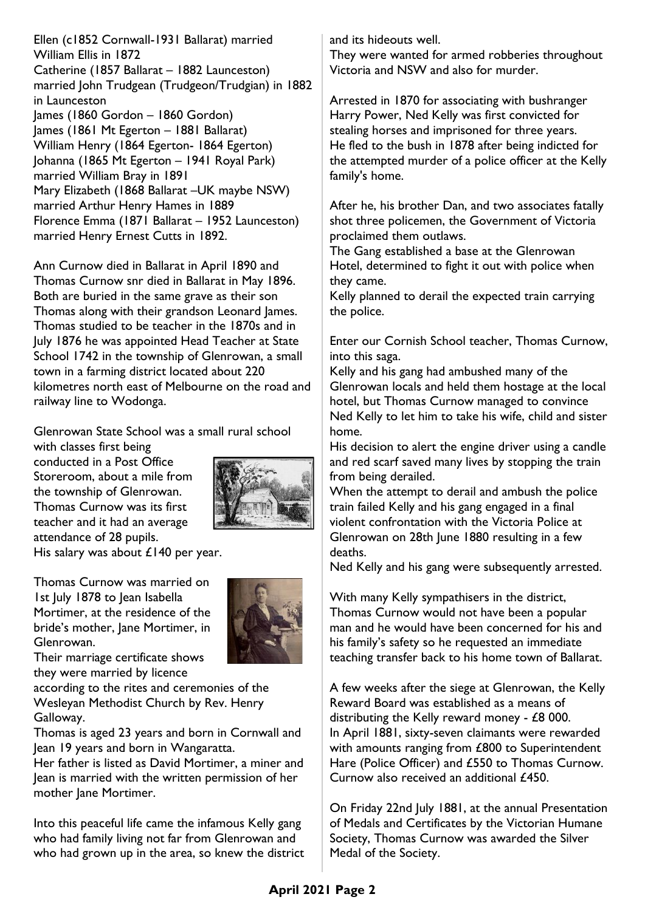Ellen (c1852 Cornwall-1931 Ballarat) married William Ellis in 1872
Catherine (1857 Ballarat – 1882 Launceston) married John Trudgean (Trudgeon/Trudgian) in 1882 in Launceston
James (1860 Gordon – 1860 Gordon)
James (1861 Mt Egerton – 1881 Ballarat)
William Henry (1864 Egerton- 1864 Egerton)
Johanna (1865 Mt Egerton – 1941 Royal Park) married William Bray in 1891
Mary Elizabeth (1868 Ballarat –UK maybe NSW) married Arthur Henry Hames in 1889
Florence Emma (1871 Ballarat – 1952 Launceston) married Henry Ernest Cutts in 1892.

Ann Curnow died in Ballarat in April 1890 and Thomas Curnow snr died in Ballarat in May 1896. Both are buried in the same grave as their son Thomas along with their grandson Leonard James. Thomas studied to be teacher in the 1870s and in July 1876 he was appointed Head Teacher at State School 1742 in the township of Glenrowan, a small town in a farming district located about 220 kilometres north east of Melbourne on the road and railway line to Wodonga.

Glenrowan State School was a small rural school with classes first being conducted in a Post Office Storeroom, about a mile from the township of Glenrowan. Thomas Curnow was its first teacher and it had an average attendance of 28 pupils.
His salary was about £140 per year.

Thomas Curnow was married on 1st July 1878 to Jean Isabella Mortimer, at the residence of the bride's mother, Jane Mortimer, in Glenrowan.
Their marriage certificate shows they were married by licence according to the rites and ceremonies of the Wesleyan Methodist Church by Rev. Henry Galloway.
Thomas is aged 23 years and born in Cornwall and Jean 19 years and born in Wangaratta.
Her father is listed as David Mortimer, a miner and Jean is married with the written permission of her mother Jane Mortimer.

Into this peaceful life came the infamous Kelly gang who had family living not far from Glenrowan and who had grown up in the area, so knew the district and its hideouts well.
They were wanted for armed robberies throughout Victoria and NSW and also for murder.

Arrested in 1870 for associating with bushranger Harry Power, Ned Kelly was first convicted for stealing horses and imprisoned for three years.
He fled to the bush in 1878 after being indicted for the attempted murder of a police officer at the Kelly family's home.

After he, his brother Dan, and two associates fatally shot three policemen, the Government of Victoria proclaimed them outlaws.
The Gang established a base at the Glenrowan Hotel, determined to fight it out with police when they came.
Kelly planned to derail the expected train carrying the police.

Enter our Cornish School teacher, Thomas Curnow, into this saga.
Kelly and his gang had ambushed many of the Glenrowan locals and held them hostage at the local hotel, but Thomas Curnow managed to convince Ned Kelly to let him to take his wife, child and sister home.
His decision to alert the engine driver using a candle and red scarf saved many lives by stopping the train from being derailed.
When the attempt to derail and ambush the police train failed Kelly and his gang engaged in a final violent confrontation with the Victoria Police at Glenrowan on 28th June 1880 resulting in a few deaths.
Ned Kelly and his gang were subsequently arrested.

With many Kelly sympathisers in the district, Thomas Curnow would not have been a popular man and he would have been concerned for his and his family's safety so he requested an immediate teaching transfer back to his home town of Ballarat.

A few weeks after the siege at Glenrowan, the Kelly Reward Board was established as a means of distributing the Kelly reward money - £8 000.
In April 1881, sixty-seven claimants were rewarded with amounts ranging from £800 to Superintendent Hare (Police Officer) and £550 to Thomas Curnow. Curnow also received an additional £450.

On Friday 22nd July 1881, at the annual Presentation of Medals and Certificates by the Victorian Humane Society, Thomas Curnow was awarded the Silver Medal of the Society.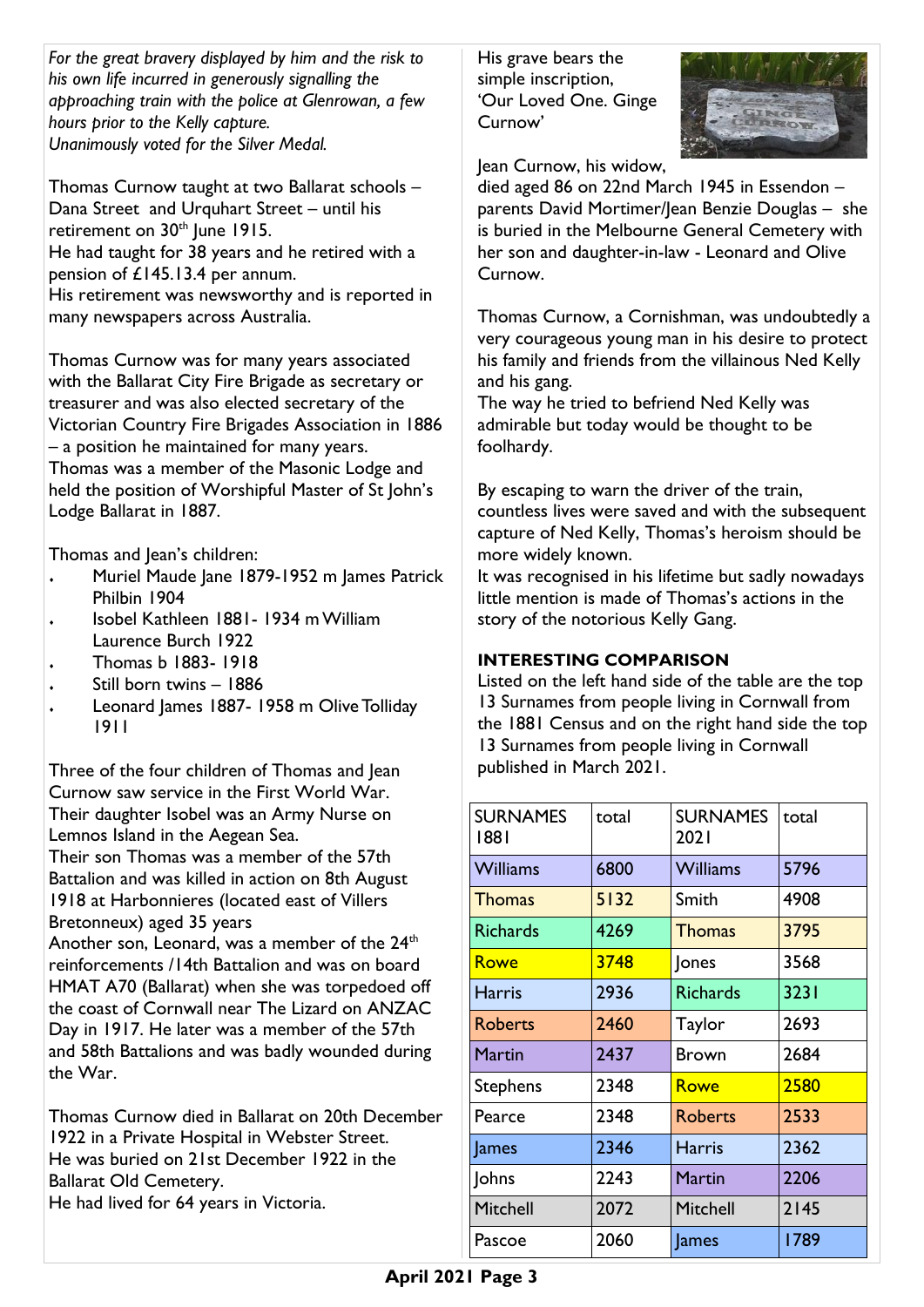*For the great bravery displayed by him and the risk to his own life incurred in generously signalling the approaching train with the police at Glenrowan, a few hours prior to the Kelly capture.*
*Unanimously voted for the Silver Medal.*

Thomas Curnow taught at two Ballarat schools – Dana Street and Urquhart Street – until his retirement on 30th June 1915.
He had taught for 38 years and he retired with a pension of £145.13.4 per annum.
His retirement was newsworthy and is reported in many newspapers across Australia.

Thomas Curnow was for many years associated with the Ballarat City Fire Brigade as secretary or treasurer and was also elected secretary of the Victorian Country Fire Brigades Association in 1886 – a position he maintained for many years.
Thomas was a member of the Masonic Lodge and held the position of Worshipful Master of St John's Lodge Ballarat in 1887.

Thomas and Jean's children:

- Muriel Maude Jane 1879-1952 m James Patrick Philbin 1904
- Isobel Kathleen 1881- 1934 m William Laurence Burch 1922
- Thomas b 1883- 1918
- Still born twins – 1886
- Leonard James 1887- 1958 m Olive Tolliday 1911

Three of the four children of Thomas and Jean Curnow saw service in the First World War.
Their daughter Isobel was an Army Nurse on Lemnos Island in the Aegean Sea.
Their son Thomas was a member of the 57th Battalion and was killed in action on 8th August 1918 at Harbonnieres (located east of Villers Bretonneux) aged 35 years
Another son, Leonard, was a member of the 24th reinforcements /14th Battalion and was on board HMAT A70 (Ballarat) when she was torpedoed off the coast of Cornwall near The Lizard on ANZAC Day in 1917. He later was a member of the 57th and 58th Battalions and was badly wounded during the War.

Thomas Curnow died in Ballarat on 20th December 1922 in a Private Hospital in Webster Street.
He was buried on 21st December 1922 in the Ballarat Old Cemetery.
He had lived for 64 years in Victoria.

His grave bears the simple inscription, 'Our Loved One. Ginge Curnow'

Jean Curnow, his widow, died aged 86 on 22nd March 1945 in Essendon – parents David Mortimer/Jean Benzie Douglas – she is buried in the Melbourne General Cemetery with her son and daughter-in-law - Leonard and Olive Curnow.

Thomas Curnow, a Cornishman, was undoubtedly a very courageous young man in his desire to protect his family and friends from the villainous Ned Kelly and his gang.
The way he tried to befriend Ned Kelly was admirable but today would be thought to be foolhardy.

By escaping to warn the driver of the train, countless lives were saved and with the subsequent capture of Ned Kelly, Thomas's heroism should be more widely known.
It was recognised in his lifetime but sadly nowadays little mention is made of Thomas's actions in the story of the notorious Kelly Gang.

**INTERESTING COMPARISON**

Listed on the left hand side of the table are the top 13 Surnames from people living in Cornwall from the 1881 Census and on the right hand side the top 13 Surnames from people living in Cornwall published in March 2021.

| SURNAMES 1881 | total | SURNAMES 2021 | total |
|---|---|---|---|
| Williams | 6800 | Williams | 5796 |
| Thomas | 5132 | Smith | 4908 |
| Richards | 4269 | Thomas | 3795 |
| Rowe | 3748 | Jones | 3568 |
| Harris | 2936 | Richards | 3231 |
| Roberts | 2460 | Taylor | 2693 |
| Martin | 2437 | Brown | 2684 |
| Stephens | 2348 | Rowe | 2580 |
| Pearce | 2348 | Roberts | 2533 |
| James | 2346 | Harris | 2362 |
| Johns | 2243 | Martin | 2206 |
| Mitchell | 2072 | Mitchell | 2145 |
| Pascoe | 2060 | James | 1789 |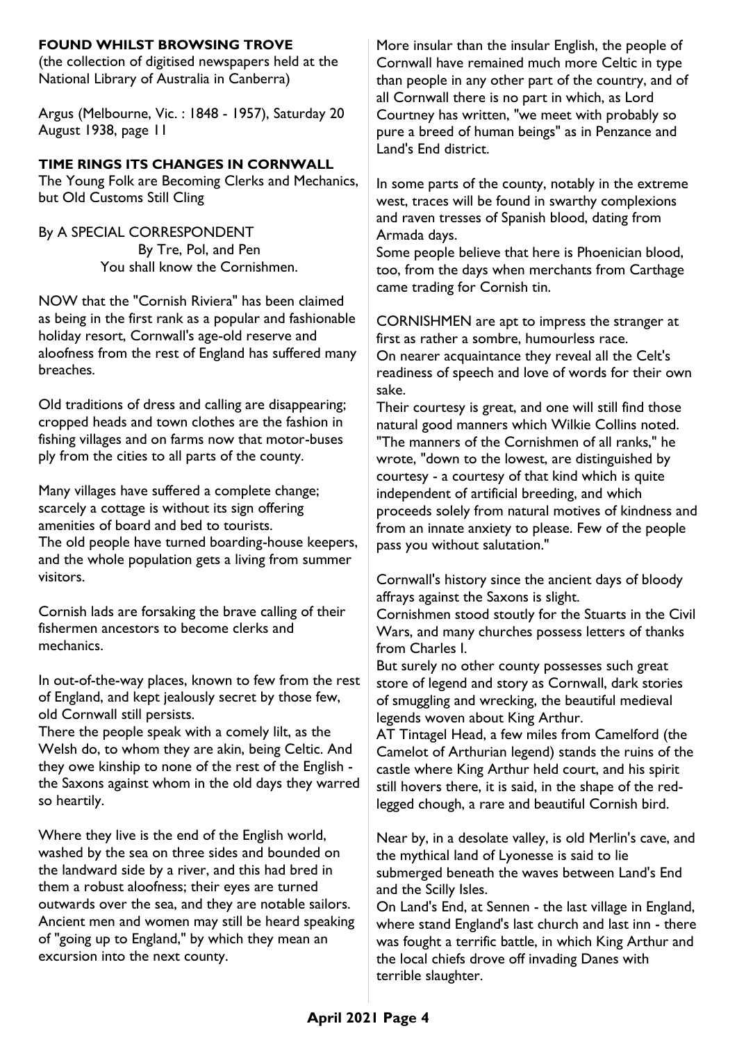**FOUND WHILST BROWSING TROVE**
(the collection of digitised newspapers held at the National Library of Australia in Canberra)

Argus (Melbourne, Vic. : 1848 - 1957), Saturday 20 August 1938, page 11

**TIME RINGS ITS CHANGES IN CORNWALL**
The Young Folk are Becoming Clerks and Mechanics, but Old Customs Still Cling

By A SPECIAL CORRESPONDENT
By Tre, Pol, and Pen
You shall know the Cornishmen.

NOW that the "Cornish Riviera" has been claimed as being in the first rank as a popular and fashionable holiday resort, Cornwall's age-old reserve and aloofness from the rest of England has suffered many breaches.

Old traditions of dress and calling are disappearing; cropped heads and town clothes are the fashion in fishing villages and on farms now that motor-buses ply from the cities to all parts of the county.

Many villages have suffered a complete change; scarcely a cottage is without its sign offering amenities of board and bed to tourists.
The old people have turned boarding-house keepers, and the whole population gets a living from summer visitors.

Cornish lads are forsaking the brave calling of their fishermen ancestors to become clerks and mechanics.

In out-of-the-way places, known to few from the rest of England, and kept jealously secret by those few, old Cornwall still persists.
There the people speak with a comely lilt, as the Welsh do, to whom they are akin, being Celtic. And they owe kinship to none of the rest of the English - the Saxons against whom in the old days they warred so heartily.

Where they live is the end of the English world, washed by the sea on three sides and bounded on the landward side by a river, and this had bred in them a robust aloofness; their eyes are turned outwards over the sea, and they are notable sailors. Ancient men and women may still be heard speaking of "going up to England," by which they mean an excursion into the next county.

More insular than the insular English, the people of Cornwall have remained much more Celtic in type than people in any other part of the country, and of all Cornwall there is no part in which, as Lord Courtney has written, "we meet with probably so pure a breed of human beings" as in Penzance and Land's End district.

In some parts of the county, notably in the extreme west, traces will be found in swarthy complexions and raven tresses of Spanish blood, dating from Armada days.
Some people believe that here is Phoenician blood, too, from the days when merchants from Carthage came trading for Cornish tin.

CORNISHMEN are apt to impress the stranger at first as rather a sombre, humourless race.
On nearer acquaintance they reveal all the Celt's readiness of speech and love of words for their own sake.
Their courtesy is great, and one will still find those natural good manners which Wilkie Collins noted. "The manners of the Cornishmen of all ranks," he wrote, "down to the lowest, are distinguished by courtesy - a courtesy of that kind which is quite independent of artificial breeding, and which proceeds solely from natural motives of kindness and from an innate anxiety to please. Few of the people pass you without salutation."

Cornwall's history since the ancient days of bloody affrays against the Saxons is slight.
Cornishmen stood stoutly for the Stuarts in the Civil Wars, and many churches possess letters of thanks from Charles I.
But surely no other county possesses such great store of legend and story as Cornwall, dark stories of smuggling and wrecking, the beautiful medieval legends woven about King Arthur.
AT Tintagel Head, a few miles from Camelford (the Camelot of Arthurian legend) stands the ruins of the castle where King Arthur held court, and his spirit still hovers there, it is said, in the shape of the red-legged chough, a rare and beautiful Cornish bird.

Near by, in a desolate valley, is old Merlin's cave, and the mythical land of Lyonesse is said to lie submerged beneath the waves between Land's End and the Scilly Isles.
On Land's End, at Sennen - the last village in England, where stand England's last church and last inn - there was fought a terrific battle, in which King Arthur and the local chiefs drove off invading Danes with terrible slaughter.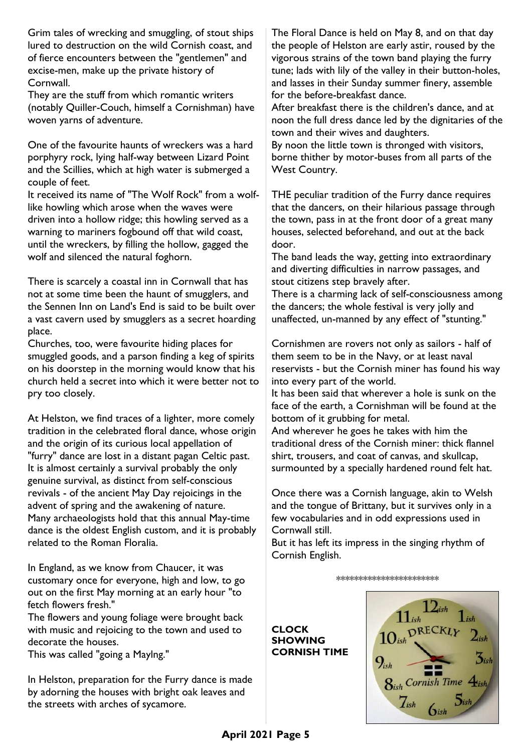Grim tales of wrecking and smuggling, of stout ships lured to destruction on the wild Cornish coast, and of fierce encounters between the "gentlemen" and excise-men, make up the private history of Cornwall.

They are the stuff from which romantic writers (notably Quiller-Couch, himself a Cornishman) have woven yarns of adventure.

One of the favourite haunts of wreckers was a hard porphyry rock, lying half-way between Lizard Point and the Scillies, which at high water is submerged a couple of feet.

It received its name of "The Wolf Rock" from a wolf-like howling which arose when the waves were driven into a hollow ridge; this howling served as a warning to mariners fogbound off that wild coast, until the wreckers, by filling the hollow, gagged the wolf and silenced the natural foghorn.

There is scarcely a coastal inn in Cornwall that has not at some time been the haunt of smugglers, and the Sennen Inn on Land's End is said to be built over a vast cavern used by smugglers as a secret hoarding place.

Churches, too, were favourite hiding places for smuggled goods, and a parson finding a keg of spirits on his doorstep in the morning would know that his church held a secret into which it were better not to pry too closely.

At Helston, we find traces of a lighter, more comely tradition in the celebrated floral dance, whose origin and the origin of its curious local appellation of "furry" dance are lost in a distant pagan Celtic past.

It is almost certainly a survival probably the only genuine survival, as distinct from self-conscious revivals - of the ancient May Day rejoicings in the advent of spring and the awakening of nature.

Many archaeologists hold that this annual May-time dance is the oldest English custom, and it is probably related to the Roman Floralia.

In England, as we know from Chaucer, it was customary once for everyone, high and low, to go out on the first May morning at an early hour "to fetch flowers fresh."

The flowers and young foliage were brought back with music and rejoicing to the town and used to decorate the houses.

This was called "going a MayIng."

In Helston, preparation for the Furry dance is made by adorning the houses with bright oak leaves and the streets with arches of sycamore.

The Floral Dance is held on May 8, and on that day the people of Helston are early astir, roused by the vigorous strains of the town band playing the furry tune; lads with lily of the valley in their button-holes, and lasses in their Sunday summer finery, assemble for the before-breakfast dance.

After breakfast there is the children's dance, and at noon the full dress dance led by the dignitaries of the town and their wives and daughters.

By noon the little town is thronged with visitors, borne thither by motor-buses from all parts of the West Country.

THE peculiar tradition of the Furry dance requires that the dancers, on their hilarious passage through the town, pass in at the front door of a great many houses, selected beforehand, and out at the back door.

The band leads the way, getting into extraordinary and diverting difficulties in narrow passages, and stout citizens step bravely after.

There is a charming lack of self-consciousness among the dancers; the whole festival is very jolly and unaffected, un-manned by any effect of "stunting."

Cornishmen are rovers not only as sailors - half of them seem to be in the Navy, or at least naval reservists - but the Cornish miner has found his way into every part of the world.

It has been said that wherever a hole is sunk on the face of the earth, a Cornishman will be found at the bottom of it grubbing for metal.

And wherever he goes he takes with him the traditional dress of the Cornish miner: thick flannel shirt, trousers, and coat of canvas, and skullcap, surmounted by a specially hardened round felt hat.

Once there was a Cornish language, akin to Welsh and the tongue of Brittany, but it survives only in a few vocabularies and in odd expressions used in Cornwall still.

But it has left its impress in the singing rhythm of Cornish English.

\*\*\*\*\*\*\*\*\*\*\*\*\*\*\*\*\*\*\*\*\*\*\*

**CLOCK SHOWING CORNISH TIME**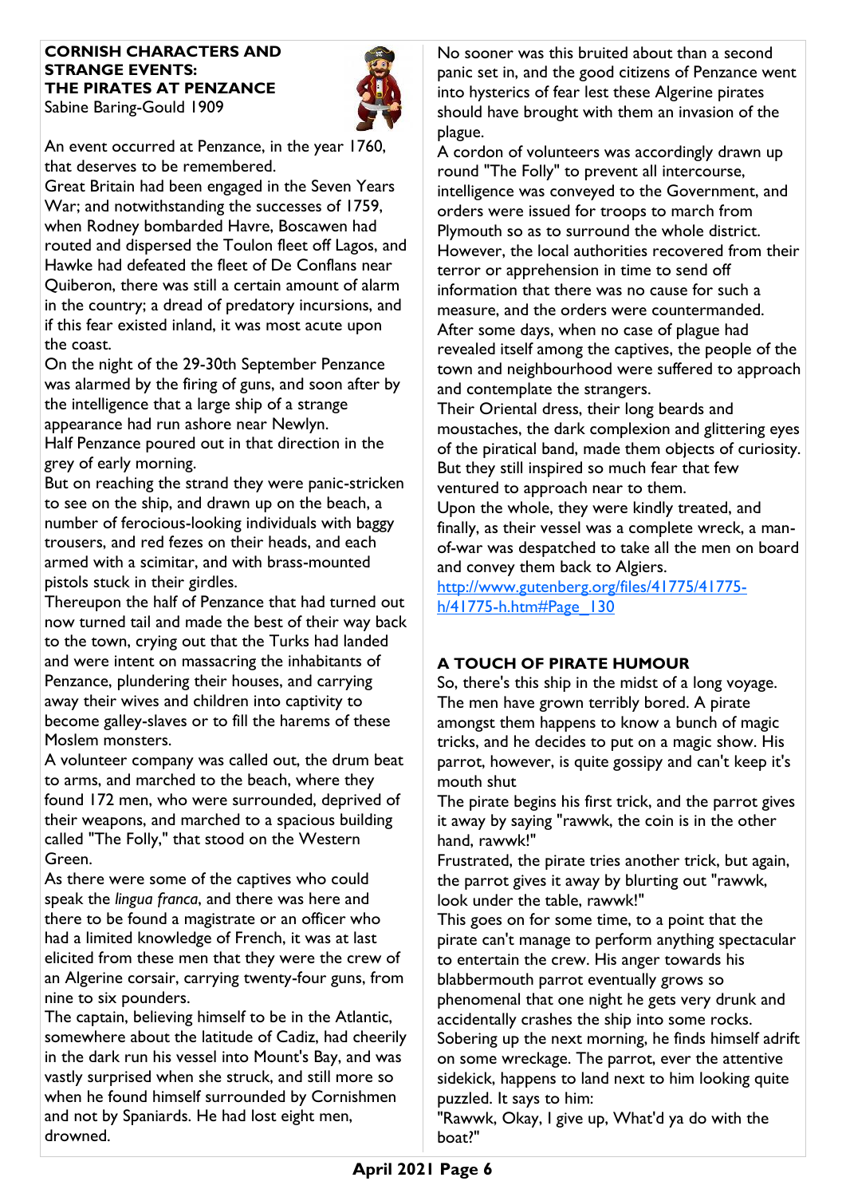## CORNISH CHARACTERS AND STRANGE EVENTS: THE PIRATES AT PENZANCE

Sabine Baring-Gould 1909

An event occurred at Penzance, in the year 1760, that deserves to be remembered.

Great Britain had been engaged in the Seven Years War; and notwithstanding the successes of 1759, when Rodney bombarded Havre, Boscawen had routed and dispersed the Toulon fleet off Lagos, and Hawke had defeated the fleet of De Conflans near Quiberon, there was still a certain amount of alarm in the country; a dread of predatory incursions, and if this fear existed inland, it was most acute upon the coast.

On the night of the 29-30th September Penzance was alarmed by the firing of guns, and soon after by the intelligence that a large ship of a strange appearance had run ashore near Newlyn.

Half Penzance poured out in that direction in the grey of early morning.

But on reaching the strand they were panic-stricken to see on the ship, and drawn up on the beach, a number of ferocious-looking individuals with baggy trousers, and red fezes on their heads, and each armed with a scimitar, and with brass-mounted pistols stuck in their girdles.

Thereupon the half of Penzance that had turned out now turned tail and made the best of their way back to the town, crying out that the Turks had landed and were intent on massacring the inhabitants of Penzance, plundering their houses, and carrying away their wives and children into captivity to become galley-slaves or to fill the harems of these Moslem monsters.

A volunteer company was called out, the drum beat to arms, and marched to the beach, where they found 172 men, who were surrounded, deprived of their weapons, and marched to a spacious building called "The Folly," that stood on the Western Green.

As there were some of the captives who could speak the *lingua franca*, and there was here and there to be found a magistrate or an officer who had a limited knowledge of French, it was at last elicited from these men that they were the crew of an Algerine corsair, carrying twenty-four guns, from nine to six pounders.

The captain, believing himself to be in the Atlantic, somewhere about the latitude of Cadiz, had cheerily in the dark run his vessel into Mount's Bay, and was vastly surprised when she struck, and still more so when he found himself surrounded by Cornishmen and not by Spaniards. He had lost eight men, drowned.

No sooner was this bruited about than a second panic set in, and the good citizens of Penzance went into hysterics of fear lest these Algerine pirates should have brought with them an invasion of the plague.

A cordon of volunteers was accordingly drawn up round "The Folly" to prevent all intercourse, intelligence was conveyed to the Government, and orders were issued for troops to march from Plymouth so as to surround the whole district. However, the local authorities recovered from their terror or apprehension in time to send off information that there was no cause for such a measure, and the orders were countermanded.

After some days, when no case of plague had revealed itself among the captives, the people of the town and neighbourhood were suffered to approach and contemplate the strangers.

Their Oriental dress, their long beards and moustaches, the dark complexion and glittering eyes of the piratical band, made them objects of curiosity. But they still inspired so much fear that few ventured to approach near to them.

Upon the whole, they were kindly treated, and finally, as their vessel was a complete wreck, a man-of-war was despatched to take all the men on board and convey them back to Algiers.

http://www.gutenberg.org/files/41775/41775-h/41775-h.htm#Page_130

## A TOUCH OF PIRATE HUMOUR

So, there's this ship in the midst of a long voyage. The men have grown terribly bored. A pirate amongst them happens to know a bunch of magic tricks, and he decides to put on a magic show. His parrot, however, is quite gossipy and can't keep it's mouth shut

The pirate begins his first trick, and the parrot gives it away by saying "rawwk, the coin is in the other hand, rawwk!"

Frustrated, the pirate tries another trick, but again, the parrot gives it away by blurting out "rawwk, look under the table, rawwk!"

This goes on for some time, to a point that the pirate can't manage to perform anything spectacular to entertain the crew. His anger towards his blabbermouth parrot eventually grows so phenomenal that one night he gets very drunk and accidentally crashes the ship into some rocks. Sobering up the next morning, he finds himself adrift on some wreckage. The parrot, ever the attentive sidekick, happens to land next to him looking quite puzzled. It says to him:

"Rawwk, Okay, I give up, What'd ya do with the boat?"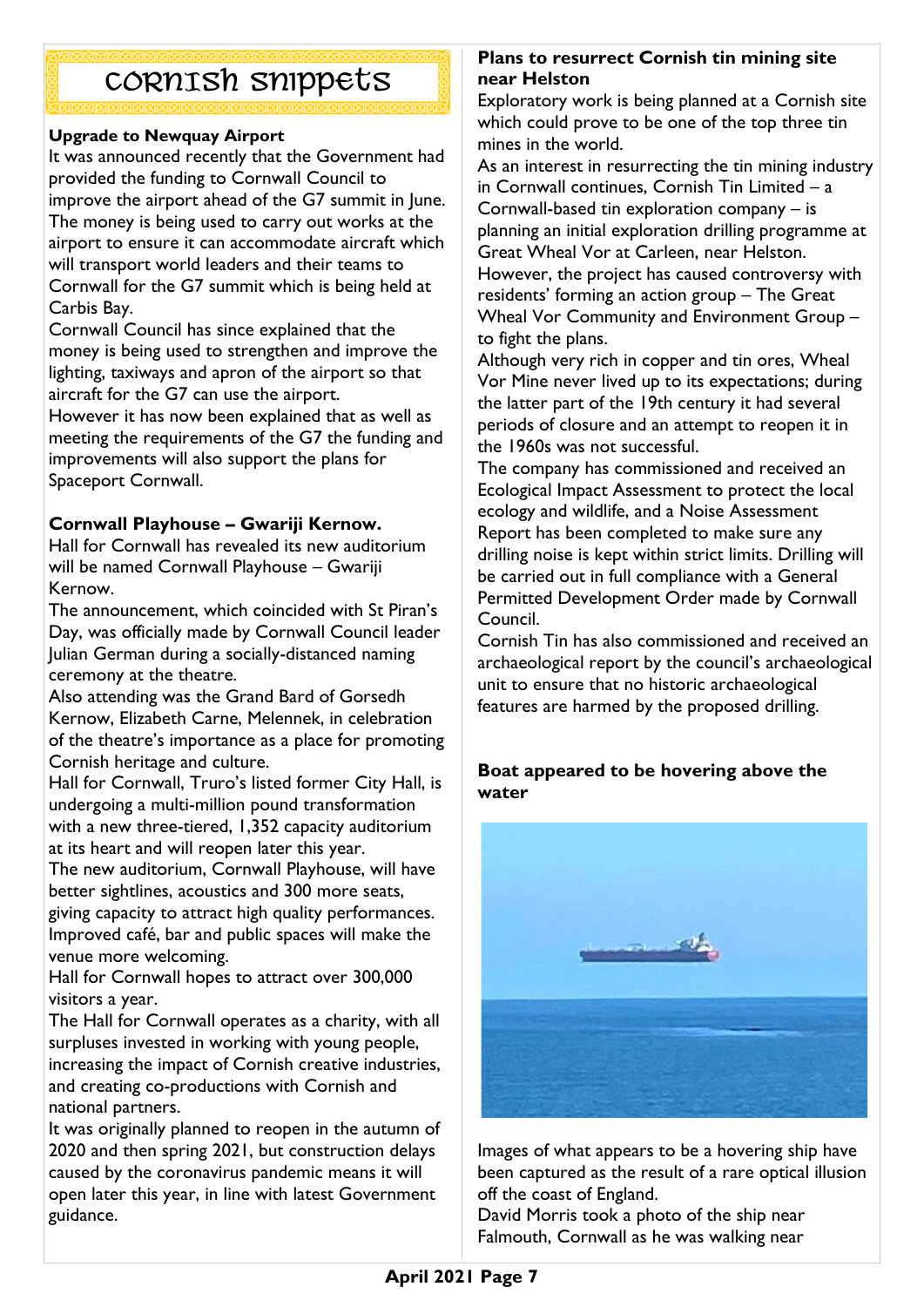# Cornish Snippets

### Upgrade to Newquay Airport

It was announced recently that the Government had provided the funding to Cornwall Council to improve the airport ahead of the G7 summit in June. The money is being used to carry out works at the airport to ensure it can accommodate aircraft which will transport world leaders and their teams to Cornwall for the G7 summit which is being held at Carbis Bay.

Cornwall Council has since explained that the money is being used to strengthen and improve the lighting, taxiways and apron of the airport so that aircraft for the G7 can use the airport.

However it has now been explained that as well as meeting the requirements of the G7 the funding and improvements will also support the plans for Spaceport Cornwall.

### Cornwall Playhouse – Gwariji Kernow.

Hall for Cornwall has revealed its new auditorium will be named Cornwall Playhouse – Gwariji Kernow.

The announcement, which coincided with St Piran's Day, was officially made by Cornwall Council leader Julian German during a socially-distanced naming ceremony at the theatre.

Also attending was the Grand Bard of Gorsedh Kernow, Elizabeth Carne, Melennek, in celebration of the theatre's importance as a place for promoting Cornish heritage and culture.

Hall for Cornwall, Truro's listed former City Hall, is undergoing a multi-million pound transformation with a new three-tiered, 1,352 capacity auditorium at its heart and will reopen later this year.

The new auditorium, Cornwall Playhouse, will have better sightlines, acoustics and 300 more seats, giving capacity to attract high quality performances. Improved café, bar and public spaces will make the venue more welcoming.

Hall for Cornwall hopes to attract over 300,000 visitors a year.

The Hall for Cornwall operates as a charity, with all surpluses invested in working with young people, increasing the impact of Cornish creative industries, and creating co-productions with Cornish and national partners.

It was originally planned to reopen in the autumn of 2020 and then spring 2021, but construction delays caused by the coronavirus pandemic means it will open later this year, in line with latest Government guidance.

### Plans to resurrect Cornish tin mining site near Helston

Exploratory work is being planned at a Cornish site which could prove to be one of the top three tin mines in the world.

As an interest in resurrecting the tin mining industry in Cornwall continues, Cornish Tin Limited – a Cornwall-based tin exploration company – is planning an initial exploration drilling programme at Great Wheal Vor at Carleen, near Helston.

However, the project has caused controversy with residents' forming an action group – The Great Wheal Vor Community and Environment Group – to fight the plans.

Although very rich in copper and tin ores, Wheal Vor Mine never lived up to its expectations; during the latter part of the 19th century it had several periods of closure and an attempt to reopen it in the 1960s was not successful.

The company has commissioned and received an Ecological Impact Assessment to protect the local ecology and wildlife, and a Noise Assessment Report has been completed to make sure any drilling noise is kept within strict limits. Drilling will be carried out in full compliance with a General Permitted Development Order made by Cornwall Council.

Cornish Tin has also commissioned and received an archaeological report by the council's archaeological unit to ensure that no historic archaeological features are harmed by the proposed drilling.

### Boat appeared to be hovering above the water

Images of what appears to be a hovering ship have been captured as the result of a rare optical illusion off the coast of England.

David Morris took a photo of the ship near Falmouth, Cornwall as he was walking near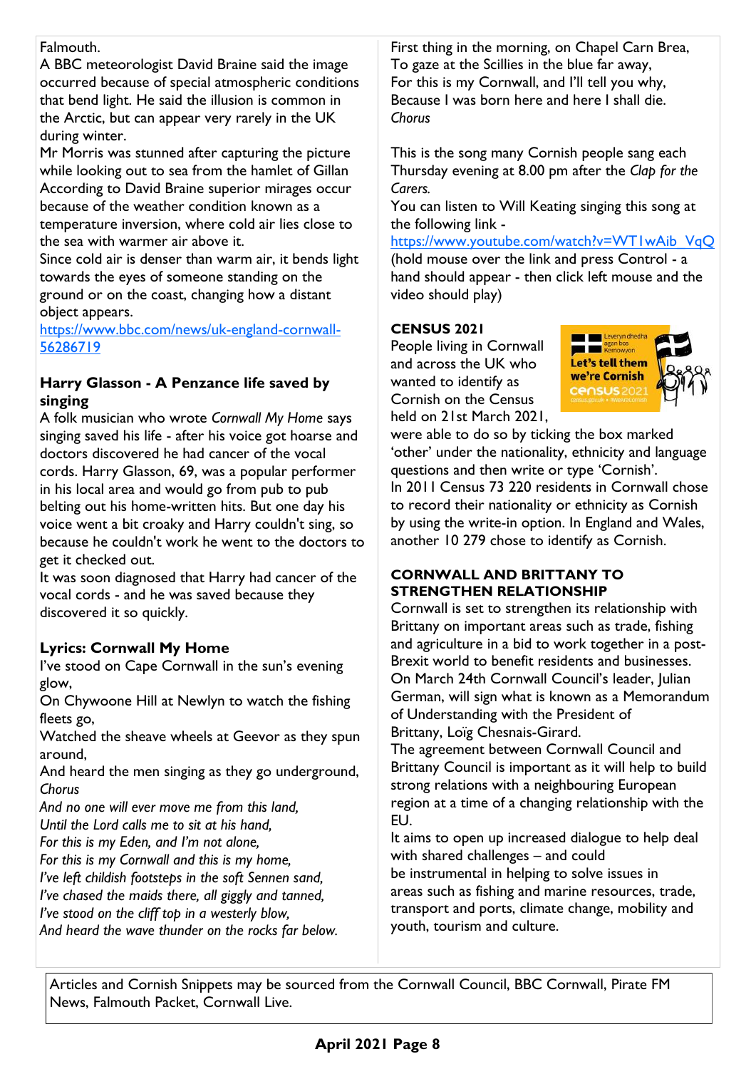Falmouth.

A BBC meteorologist David Braine said the image occurred because of special atmospheric conditions that bend light. He said the illusion is common in the Arctic, but can appear very rarely in the UK during winter.

Mr Morris was stunned after capturing the picture while looking out to sea from the hamlet of Gillan According to David Braine superior mirages occur because of the weather condition known as a temperature inversion, where cold air lies close to the sea with warmer air above it.

Since cold air is denser than warm air, it bends light towards the eyes of someone standing on the ground or on the coast, changing how a distant object appears.

https://www.bbc.com/news/uk-england-cornwall-56286719

**Harry Glasson - A Penzance life saved by singing**

A folk musician who wrote *Cornwall My Home* says singing saved his life - after his voice got hoarse and doctors discovered he had cancer of the vocal cords. Harry Glasson, 69, was a popular performer in his local area and would go from pub to pub belting out his home-written hits. But one day his voice went a bit croaky and Harry couldn't sing, so because he couldn't work he went to the doctors to get it checked out.

It was soon diagnosed that Harry had cancer of the vocal cords - and he was saved because they discovered it so quickly.

**Lyrics: Cornwall My Home**

I've stood on Cape Cornwall in the sun's evening glow,
On Chywoone Hill at Newlyn to watch the fishing fleets go,
Watched the sheave wheels at Geevor as they spun around,
And heard the men singing as they go underground,
*Chorus*
*And no one will ever move me from this land,*
*Until the Lord calls me to sit at his hand,*
*For this is my Eden, and I'm not alone,*
*For this is my Cornwall and this is my home,*
*I've left childish footsteps in the soft Sennen sand,*
*I've chased the maids there, all giggly and tanned,*
*I've stood on the cliff top in a westerly blow,*
*And heard the wave thunder on the rocks far below.*
First thing in the morning, on Chapel Carn Brea,
To gaze at the Scillies in the blue far away,
For this is my Cornwall, and I'll tell you why,
Because I was born here and here I shall die.
*Chorus*

This is the song many Cornish people sang each Thursday evening at 8.00 pm after the *Clap for the Carers.*

You can listen to Will Keating singing this song at the following link -
https://www.youtube.com/watch?v=WT1wAib_VqQ
(hold mouse over the link and press Control - a hand should appear - then click left mouse and the video should play)

**CENSUS 2021**

People living in Cornwall and across the UK who wanted to identify as Cornish on the Census held on 21st March 2021, were able to do so by ticking the box marked 'other' under the nationality, ethnicity and language questions and then write or type 'Cornish'.

In 2011 Census 73 220 residents in Cornwall chose to record their nationality or ethnicity as Cornish by using the write-in option. In England and Wales, another 10 279 chose to identify as Cornish.

**CORNWALL AND BRITTANY TO STRENGTHEN RELATIONSHIP**

Cornwall is set to strengthen its relationship with Brittany on important areas such as trade, fishing and agriculture in a bid to work together in a post-Brexit world to benefit residents and businesses.

On March 24th Cornwall Council's leader, Julian German, will sign what is known as a Memorandum of Understanding with the President of Brittany, Loïg Chesnais-Girard.

The agreement between Cornwall Council and Brittany Council is important as it will help to build strong relations with a neighbouring European region at a time of a changing relationship with the EU.

It aims to open up increased dialogue to help deal with shared challenges – and could be instrumental in helping to solve issues in areas such as fishing and marine resources, trade, transport and ports, climate change, mobility and youth, tourism and culture.

Articles and Cornish Snippets may be sourced from the Cornwall Council, BBC Cornwall, Pirate FM News, Falmouth Packet, Cornwall Live.